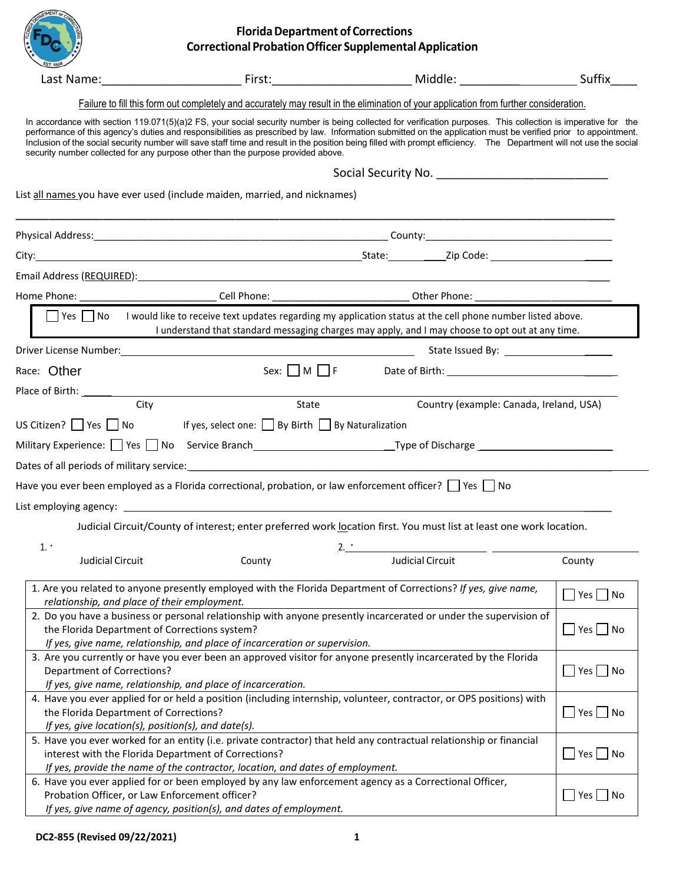# Florida Department of Corrections
## Correctional Probation Officer Supplemental Application

Last Name:____________________ First:____________________ Middle: __________________ Suffix____

Failure to fill this form out completely and accurately may result in the elimination of your application from further consideration.

In accordance with section 119.071(5)(a)2 FS, your social security number is being collected for verification purposes. This collection is imperative for the performance of this agency's duties and responsibilities as prescribed by law. Information submitted on the application must be verified prior to appointment. Inclusion of the social security number will save staff time and result in the position being filled with prompt efficiency. The Department will not use the social security number collected for any purpose other than the purpose provided above.

Social Security No. __________________________

List all names you have ever used (include maiden, married, and nicknames)

______________________________________________________________________________

Physical Address:____________________________________________ County:______________________________

City:____________________________________________________ State:__________Zip Code: ________________

Email Address (REQUIRED):______________________________________________________________________

Home Phone: ______________________ Cell Phone: ______________________ Other Phone: ______________________

☐ Yes ☐ No I would like to receive text updates regarding my application status at the cell phone number listed above. I understand that standard messaging charges may apply, and I may choose to opt out at any time.

Driver License Number:______________________________________________ State Issued By: ______________

Race: Other Sex: ☐ M ☐ F Date of Birth: ______________________________

Place of Birth: ______________________________________________________________________________

City State Country (example: Canada, Ireland, USA)

US Citizen? ☐ Yes ☐ No If yes, select one: ☐ By Birth ☐ By Naturalization

Military Experience: ☐ Yes ☐ No Service Branch________________________Type of Discharge ______________________

Dates of all periods of military service:________________________________________________________________

Have you ever been employed as a Florida correctional, probation, or law enforcement officer? ☐ Yes ☐ No

List employing agency: ________________________________________________________________________

Judicial Circuit/County of interest; enter preferred work location first. You must list at least one work location.

1. · ______________________ ______________________ 2. · ______________________ ______________________

Judicial Circuit County Judicial Circuit County

| Question | Answer |
|---|---|
| 1. Are you related to anyone presently employed with the Florida Department of Corrections? *If yes, give name, relationship, and place of their employment.* | ☐ Yes ☐ No |
| 2. Do you have a business or personal relationship with anyone presently incarcerated or under the supervision of the Florida Department of Corrections system? *If yes, give name, relationship, and place of incarceration or supervision.* | ☐ Yes ☐ No |
| 3. Are you currently or have you ever been an approved visitor for anyone presently incarcerated by the Florida Department of Corrections? *If yes, give name, relationship, and place of incarceration.* | ☐ Yes ☐ No |
| 4. Have you ever applied for or held a position (including internship, volunteer, contractor, or OPS positions) with the Florida Department of Corrections? *If yes, give location(s), position(s), and date(s).* | ☐ Yes ☐ No |
| 5. Have you ever worked for an entity (i.e. private contractor) that held any contractual relationship or financial interest with the Florida Department of Corrections? *If yes, provide the name of the contractor, location, and dates of employment.* | ☐ Yes ☐ No |
| 6. Have you ever applied for or been employed by any law enforcement agency as a Correctional Officer, Probation Officer, or Law Enforcement officer? *If yes, give name of agency, position(s), and dates of employment.* | ☐ Yes ☐ No |

DC2-855 (Revised 09/22/2021)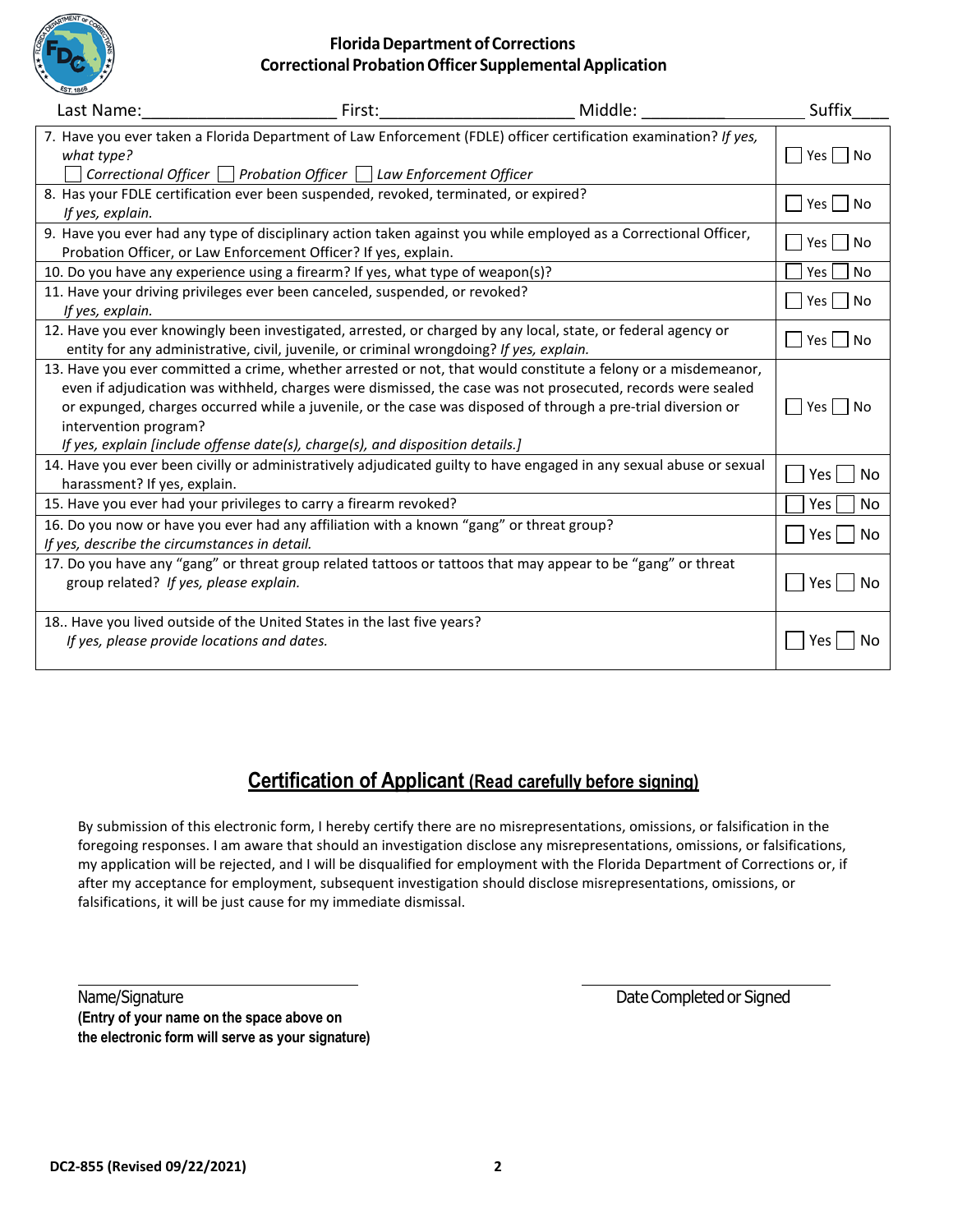**Florida Department of Corrections**
**Correctional Probation Officer Supplemental Application**

Last Name:____________________ First:____________________ Middle: ________________ Suffix____

| | |
|---|---|
| 7. Have you ever taken a Florida Department of Law Enforcement (FDLE) officer certification examination? *If yes, what type?* ☐ *Correctional Officer* ☐ *Probation Officer* ☐ *Law Enforcement Officer* | ☐ Yes ☐ No |
| 8. Has your FDLE certification ever been suspended, revoked, terminated, or expired? *If yes, explain.* | ☐ Yes ☐ No |
| 9. Have you ever had any type of disciplinary action taken against you while employed as a Correctional Officer, Probation Officer, or Law Enforcement Officer? If yes, explain. | ☐ Yes ☐ No |
| 10. Do you have any experience using a firearm? If yes, what type of weapon(s)? | ☐ Yes ☐ No |
| 11. Have your driving privileges ever been canceled, suspended, or revoked? *If yes, explain.* | ☐ Yes ☐ No |
| 12. Have you ever knowingly been investigated, arrested, or charged by any local, state, or federal agency or entity for any administrative, civil, juvenile, or criminal wrongdoing? *If yes, explain.* | ☐ Yes ☐ No |
| 13. Have you ever committed a crime, whether arrested or not, that would constitute a felony or a misdemeanor, even if adjudication was withheld, charges were dismissed, the case was not prosecuted, records were sealed or expunged, charges occurred while a juvenile, or the case was disposed of through a pre-trial diversion or intervention program? *If yes, explain [include offense date(s), charge(s), and disposition details.]* | ☐ Yes ☐ No |
| 14. Have you ever been civilly or administratively adjudicated guilty to have engaged in any sexual abuse or sexual harassment? If yes, explain. | ☐ Yes ☐ No |
| 15. Have you ever had your privileges to carry a firearm revoked? | ☐ Yes ☐ No |
| 16. Do you now or have you ever had any affiliation with a known "gang" or threat group? *If yes, describe the circumstances in detail.* | ☐ Yes ☐ No |
| 17. Do you have any "gang" or threat group related tattoos or tattoos that may appear to be "gang" or threat group related? *If yes, please explain.* | ☐ Yes ☐ No |
| 18.. Have you lived outside of the United States in the last five years? *If yes, please provide locations and dates.* | ☐ Yes ☐ No |

## Certification of Applicant (Read carefully before signing)

By submission of this electronic form, I hereby certify there are no misrepresentations, omissions, or falsification in the foregoing responses. I am aware that should an investigation disclose any misrepresentations, omissions, or falsifications, my application will be rejected, and I will be disqualified for employment with the Florida Department of Corrections or, if after my acceptance for employment, subsequent investigation should disclose misrepresentations, omissions, or falsifications, it will be just cause for my immediate dismissal.

______________________________ ______________________________

Name/Signature
**(Entry of your name on the space above on the electronic form will serve as your signature)**

Date Completed or Signed

**DC2-855 (Revised 09/22/2021)**